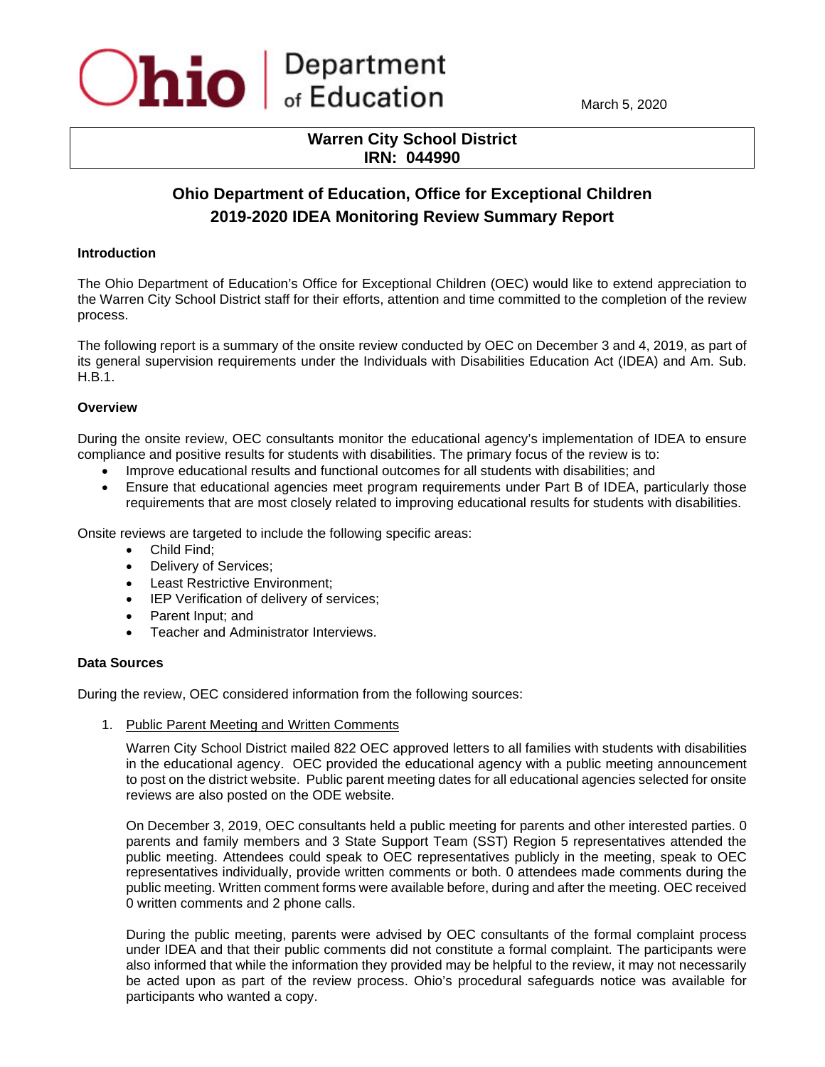Ohio | Department of Education

March 5, 2020

**Warren City School District**
**IRN: 044990**

## Ohio Department of Education, Office for Exceptional Children
## 2019-2020 IDEA Monitoring Review Summary Report

### Introduction

The Ohio Department of Education's Office for Exceptional Children (OEC) would like to extend appreciation to the Warren City School District staff for their efforts, attention and time committed to the completion of the review process.

The following report is a summary of the onsite review conducted by OEC on December 3 and 4, 2019, as part of its general supervision requirements under the Individuals with Disabilities Education Act (IDEA) and Am. Sub. H.B.1.

### Overview

During the onsite review, OEC consultants monitor the educational agency's implementation of IDEA to ensure compliance and positive results for students with disabilities. The primary focus of the review is to:

- Improve educational results and functional outcomes for all students with disabilities; and
- Ensure that educational agencies meet program requirements under Part B of IDEA, particularly those requirements that are most closely related to improving educational results for students with disabilities.

Onsite reviews are targeted to include the following specific areas:

- Child Find;
- Delivery of Services;
- Least Restrictive Environment;
- IEP Verification of delivery of services;
- Parent Input; and
- Teacher and Administrator Interviews.

### Data Sources

During the review, OEC considered information from the following sources:

1. Public Parent Meeting and Written Comments

   Warren City School District mailed 822 OEC approved letters to all families with students with disabilities in the educational agency. OEC provided the educational agency with a public meeting announcement to post on the district website. Public parent meeting dates for all educational agencies selected for onsite reviews are also posted on the ODE website.

   On December 3, 2019, OEC consultants held a public meeting for parents and other interested parties. 0 parents and family members and 3 State Support Team (SST) Region 5 representatives attended the public meeting. Attendees could speak to OEC representatives publicly in the meeting, speak to OEC representatives individually, provide written comments or both. 0 attendees made comments during the public meeting. Written comment forms were available before, during and after the meeting. OEC received 0 written comments and 2 phone calls.

   During the public meeting, parents were advised by OEC consultants of the formal complaint process under IDEA and that their public comments did not constitute a formal complaint. The participants were also informed that while the information they provided may be helpful to the review, it may not necessarily be acted upon as part of the review process. Ohio's procedural safeguards notice was available for participants who wanted a copy.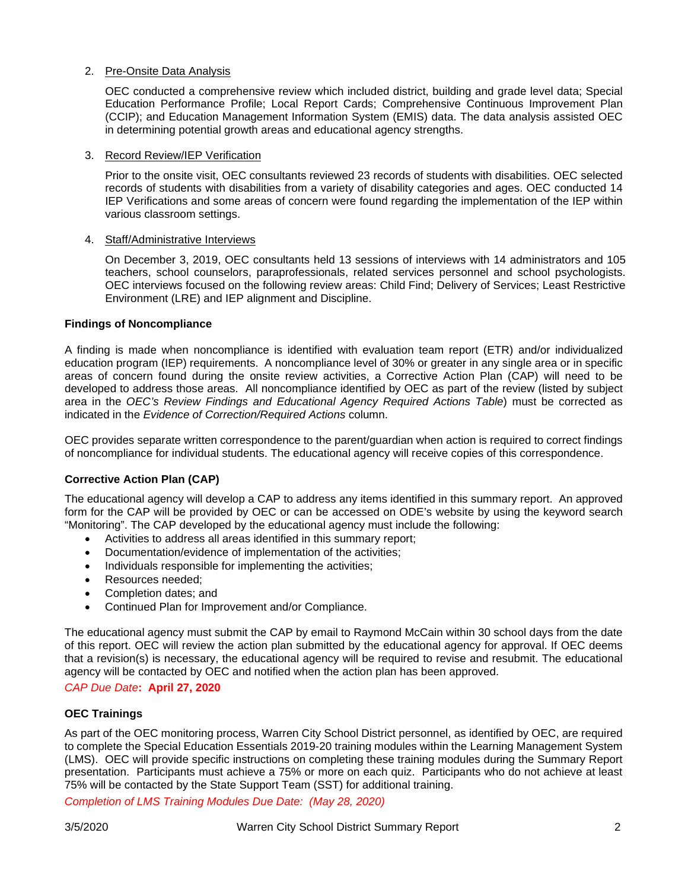2. Pre-Onsite Data Analysis

   OEC conducted a comprehensive review which included district, building and grade level data; Special Education Performance Profile; Local Report Cards; Comprehensive Continuous Improvement Plan (CCIP); and Education Management Information System (EMIS) data. The data analysis assisted OEC in determining potential growth areas and educational agency strengths.

3. Record Review/IEP Verification

   Prior to the onsite visit, OEC consultants reviewed 23 records of students with disabilities. OEC selected records of students with disabilities from a variety of disability categories and ages. OEC conducted 14 IEP Verifications and some areas of concern were found regarding the implementation of the IEP within various classroom settings.

4. Staff/Administrative Interviews

   On December 3, 2019, OEC consultants held 13 sessions of interviews with 14 administrators and 105 teachers, school counselors, paraprofessionals, related services personnel and school psychologists. OEC interviews focused on the following review areas: Child Find; Delivery of Services; Least Restrictive Environment (LRE) and IEP alignment and Discipline.

**Findings of Noncompliance**

A finding is made when noncompliance is identified with evaluation team report (ETR) and/or individualized education program (IEP) requirements. A noncompliance level of 30% or greater in any single area or in specific areas of concern found during the onsite review activities, a Corrective Action Plan (CAP) will need to be developed to address those areas. All noncompliance identified by OEC as part of the review (listed by subject area in the *OEC's Review Findings and Educational Agency Required Actions Table*) must be corrected as indicated in the *Evidence of Correction/Required Actions* column.

OEC provides separate written correspondence to the parent/guardian when action is required to correct findings of noncompliance for individual students. The educational agency will receive copies of this correspondence.

**Corrective Action Plan (CAP)**

The educational agency will develop a CAP to address any items identified in this summary report. An approved form for the CAP will be provided by OEC or can be accessed on ODE's website by using the keyword search "Monitoring". The CAP developed by the educational agency must include the following:

- Activities to address all areas identified in this summary report;
- Documentation/evidence of implementation of the activities;
- Individuals responsible for implementing the activities;
- Resources needed;
- Completion dates; and
- Continued Plan for Improvement and/or Compliance.

The educational agency must submit the CAP by email to Raymond McCain within 30 school days from the date of this report. OEC will review the action plan submitted by the educational agency for approval. If OEC deems that a revision(s) is necessary, the educational agency will be required to revise and resubmit. The educational agency will be contacted by OEC and notified when the action plan has been approved.

*CAP Due Date*: **April 27, 2020**

**OEC Trainings**

As part of the OEC monitoring process, Warren City School District personnel, as identified by OEC, are required to complete the Special Education Essentials 2019-20 training modules within the Learning Management System (LMS). OEC will provide specific instructions on completing these training modules during the Summary Report presentation. Participants must achieve a 75% or more on each quiz. Participants who do not achieve at least 75% will be contacted by the State Support Team (SST) for additional training.

*Completion of LMS Training Modules Due Date: (May 28, 2020)*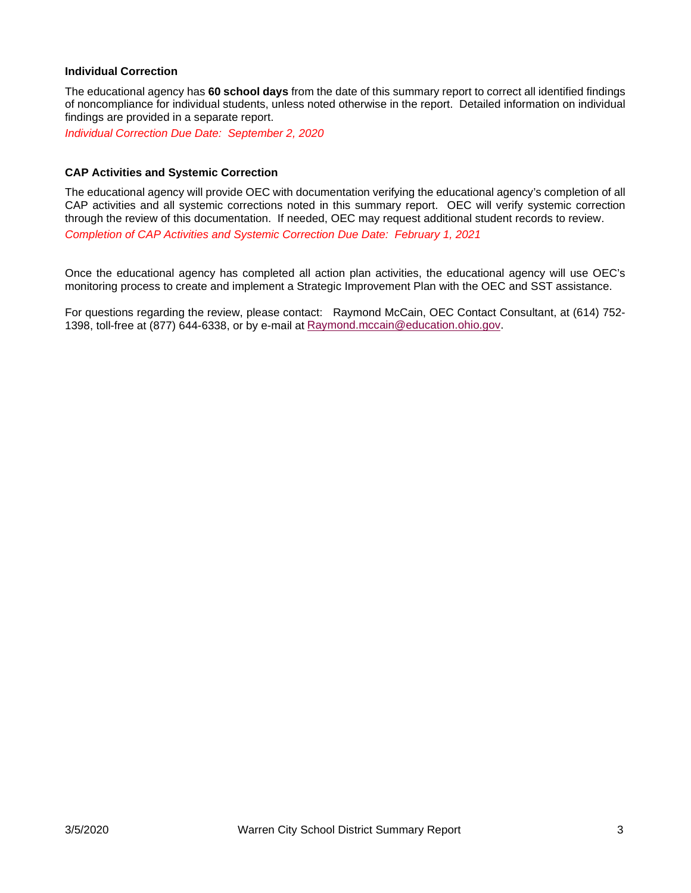### Individual Correction

The educational agency has **60 school days** from the date of this summary report to correct all identified findings of noncompliance for individual students, unless noted otherwise in the report. Detailed information on individual findings are provided in a separate report.

*Individual Correction Due Date: September 2, 2020*

### CAP Activities and Systemic Correction

The educational agency will provide OEC with documentation verifying the educational agency's completion of all CAP activities and all systemic corrections noted in this summary report. OEC will verify systemic correction through the review of this documentation. If needed, OEC may request additional student records to review.

*Completion of CAP Activities and Systemic Correction Due Date: February 1, 2021*

Once the educational agency has completed all action plan activities, the educational agency will use OEC's monitoring process to create and implement a Strategic Improvement Plan with the OEC and SST assistance.

For questions regarding the review, please contact: Raymond McCain, OEC Contact Consultant, at (614) 752-1398, toll-free at (877) 644-6338, or by e-mail at Raymond.mccain@education.ohio.gov.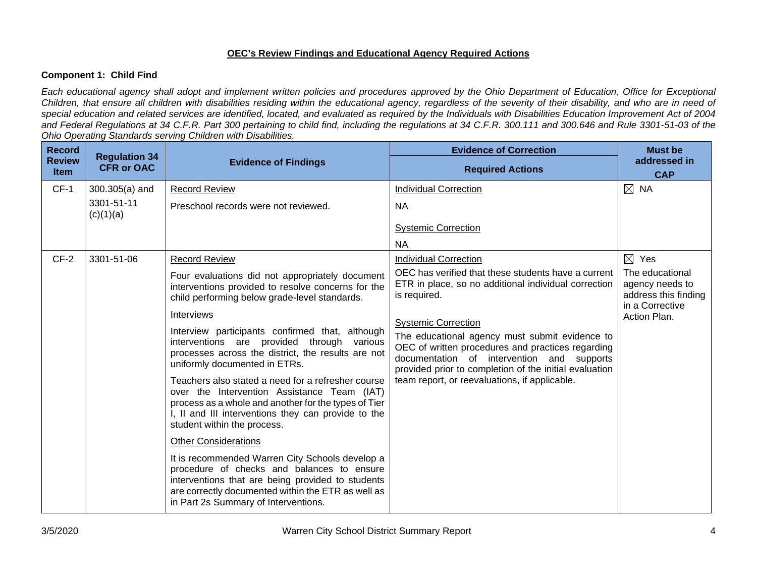**OEC's Review Findings and Educational Agency Required Actions**

**Component 1: Child Find**

*Each educational agency shall adopt and implement written policies and procedures approved by the Ohio Department of Education, Office for Exceptional Children, that ensure all children with disabilities residing within the educational agency, regardless of the severity of their disability, and who are in need of special education and related services are identified, located, and evaluated as required by the Individuals with Disabilities Education Improvement Act of 2004 and Federal Regulations at 34 C.F.R. Part 300 pertaining to child find, including the regulations at 34 C.F.R. 300.111 and 300.646 and Rule 3301-51-03 of the Ohio Operating Standards serving Children with Disabilities.*

| Record Review Item | Regulation 34 CFR or OAC | Evidence of Findings | Evidence of Correction<br>Required Actions | Must be addressed in CAP |
|---|---|---|---|---|
| CF-1 | 300.305(a) and 3301-51-11 (c)(1)(a) | Record Review<br>Preschool records were not reviewed. | Individual Correction<br>NA<br>Systemic Correction<br>NA | ☒ NA |
| CF-2 | 3301-51-06 | Record Review<br>Four evaluations did not appropriately document interventions provided to resolve concerns for the child performing below grade-level standards.<br>Interviews<br>Interview participants confirmed that, although interventions are provided through various processes across the district, the results are not uniformly documented in ETRs.<br>Teachers also stated a need for a refresher course over the Intervention Assistance Team (IAT) process as a whole and another for the types of Tier I, II and III interventions they can provide to the student within the process.<br>Other Considerations<br>It is recommended Warren City Schools develop a procedure of checks and balances to ensure interventions that are being provided to students are correctly documented within the ETR as well as in Part 2s Summary of Interventions. | Individual Correction<br>OEC has verified that these students have a current ETR in place, so no additional individual correction is required.<br>Systemic Correction<br>The educational agency must submit evidence to OEC of written procedures and practices regarding documentation of intervention and supports provided prior to completion of the initial evaluation team report, or reevaluations, if applicable. | ☒ Yes<br>The educational agency needs to address this finding in a Corrective Action Plan. |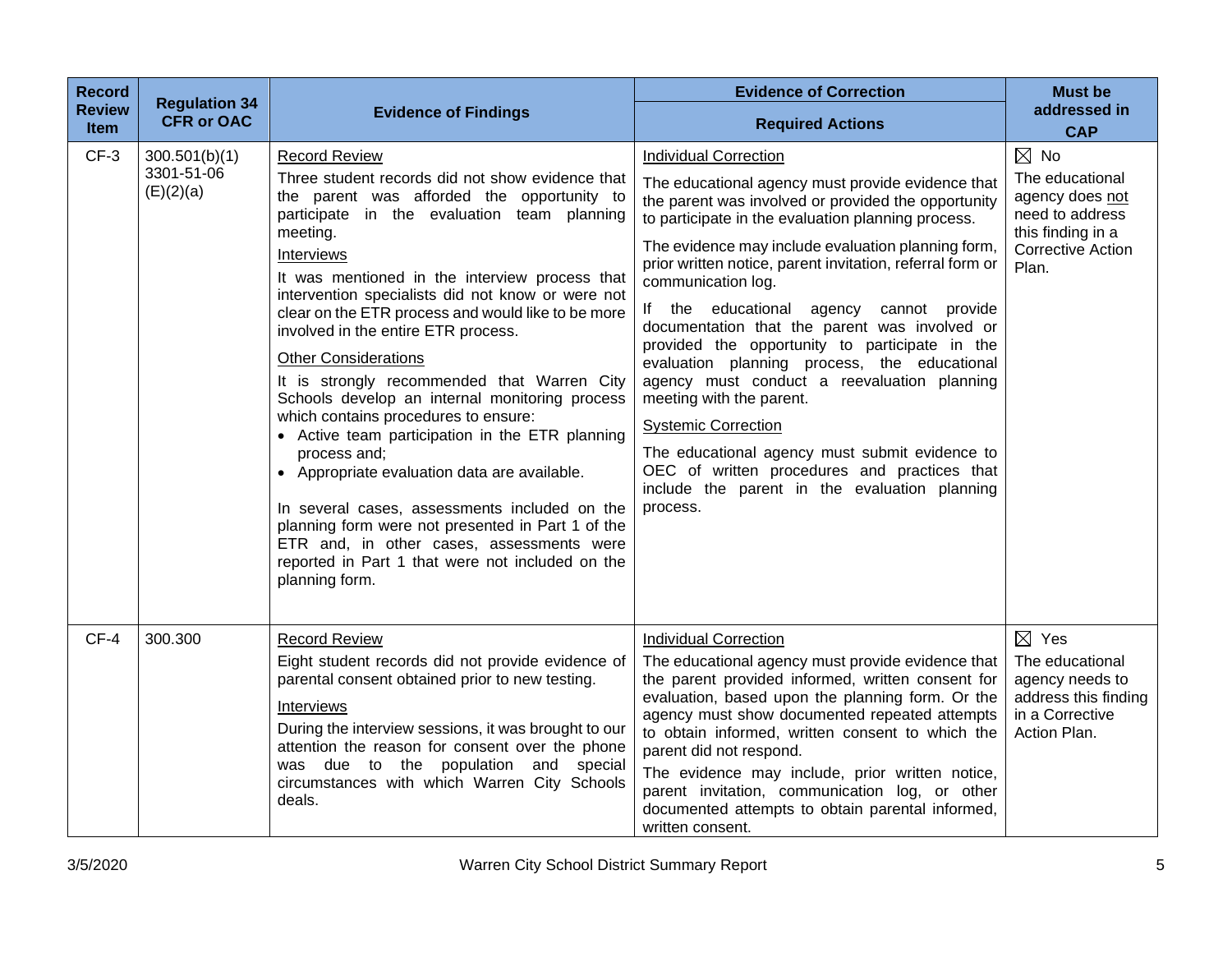| Record Review Item | Regulation 34 CFR or OAC | Evidence of Findings | Evidence of Correction<br>Required Actions | Must be addressed in CAP |
|---|---|---|---|---|
| CF-3 | 300.501(b)(1)<br>3301-51-06 (E)(2)(a) | Record Review<br>Three student records did not show evidence that the parent was afforded the opportunity to participate in the evaluation team planning meeting.<br>Interviews<br>It was mentioned in the interview process that intervention specialists did not know or were not clear on the ETR process and would like to be more involved in the entire ETR process.<br>Other Considerations<br>It is strongly recommended that Warren City Schools develop an internal monitoring process which contains procedures to ensure:<br>• Active team participation in the ETR planning process and;<br>• Appropriate evaluation data are available.<br><br>In several cases, assessments included on the planning form were not presented in Part 1 of the ETR and, in other cases, assessments were reported in Part 1 that were not included on the planning form. | Individual Correction<br>The educational agency must provide evidence that the parent was involved or provided the opportunity to participate in the evaluation planning process.<br>The evidence may include evaluation planning form, prior written notice, parent invitation, referral form or communication log.<br>If the educational agency cannot provide documentation that the parent was involved or provided the opportunity to participate in the evaluation planning process, the educational agency must conduct a reevaluation planning meeting with the parent.<br>Systemic Correction<br>The educational agency must submit evidence to OEC of written procedures and practices that include the parent in the evaluation planning process. | ☒ No<br>The educational agency does not need to address this finding in a Corrective Action Plan. |
| CF-4 | 300.300 | Record Review<br>Eight student records did not provide evidence of parental consent obtained prior to new testing.<br>Interviews<br>During the interview sessions, it was brought to our attention the reason for consent over the phone was due to the population and special circumstances with which Warren City Schools deals. | Individual Correction<br>The educational agency must provide evidence that the parent provided informed, written consent for evaluation, based upon the planning form. Or the agency must show documented repeated attempts to obtain informed, written consent to which the parent did not respond.<br>The evidence may include, prior written notice, parent invitation, communication log, or other documented attempts to obtain parental informed, written consent. | ☒ Yes<br>The educational agency needs to address this finding in a Corrective Action Plan. |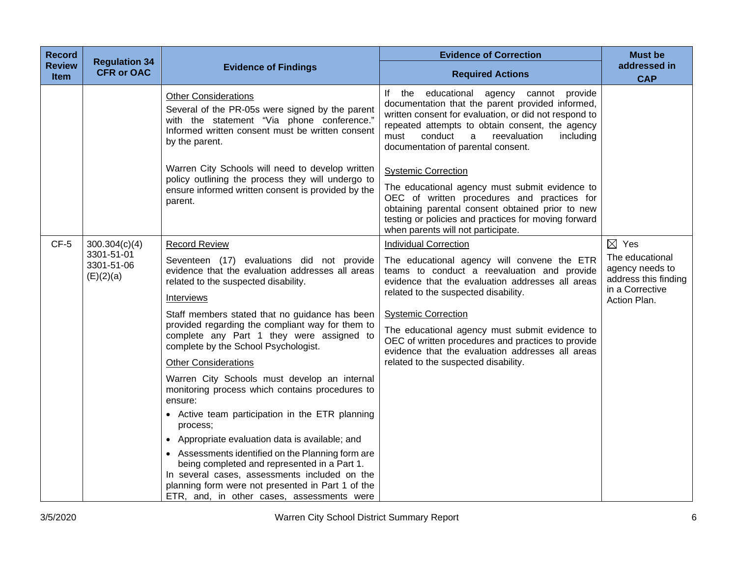| Record Review Item | Regulation 34 CFR or OAC | Evidence of Findings | Evidence of Correction<br>Required Actions | Must be addressed in CAP |
|---|---|---|---|---|
| | | Other Considerations<br>Several of the PR-05s were signed by the parent with the statement "Via phone conference." Informed written consent must be written consent by the parent.<br><br>Warren City Schools will need to develop written policy outlining the process they will undergo to ensure informed written consent is provided by the parent. | If the educational agency cannot provide documentation that the parent provided informed, written consent for evaluation, or did not respond to repeated attempts to obtain consent, the agency must conduct a reevaluation including documentation of parental consent.<br><br>Systemic Correction<br>The educational agency must submit evidence to OEC of written procedures and practices for obtaining parental consent obtained prior to new testing or policies and practices for moving forward when parents will not participate. | |
| CF-5 | 300.304(c)(4)<br>3301-51-01<br>3301-51-06 (E)(2)(a) | Record Review<br>Seventeen (17) evaluations did not provide evidence that the evaluation addresses all areas related to the suspected disability.<br><br>Interviews<br>Staff members stated that no guidance has been provided regarding the compliant way for them to complete any Part 1 they were assigned to complete by the School Psychologist.<br><br>Other Considerations<br>Warren City Schools must develop an internal monitoring process which contains procedures to ensure:<br>• Active team participation in the ETR planning process;<br>• Appropriate evaluation data is available; and<br>• Assessments identified on the Planning form are being completed and represented in a Part 1.<br>In several cases, assessments included on the planning form were not presented in Part 1 of the ETR, and, in other cases, assessments were | Individual Correction<br>The educational agency will convene the ETR teams to conduct a reevaluation and provide evidence that the evaluation addresses all areas related to the suspected disability.<br><br>Systemic Correction<br>The educational agency must submit evidence to OEC of written procedures and practices to provide evidence that the evaluation addresses all areas related to the suspected disability. | ☒ Yes<br>The educational agency needs to address this finding in a Corrective Action Plan. |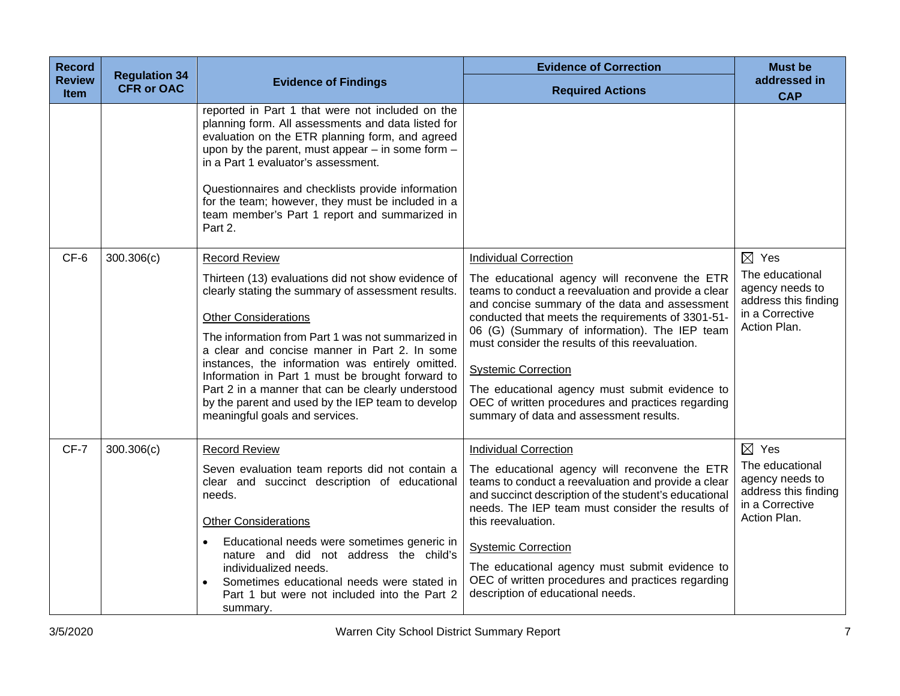| Record Review Item | Regulation 34 CFR or OAC | Evidence of Findings | Evidence of Correction<br>Required Actions | Must be addressed in CAP |
|---|---|---|---|---|
| | | reported in Part 1 that were not included on the planning form. All assessments and data listed for evaluation on the ETR planning form, and agreed upon by the parent, must appear – in some form – in a Part 1 evaluator's assessment.<br><br>Questionnaires and checklists provide information for the team; however, they must be included in a team member's Part 1 report and summarized in Part 2. | | |
| CF-6 | 300.306(c) | <u>Record Review</u><br>Thirteen (13) evaluations did not show evidence of clearly stating the summary of assessment results.<br><br><u>Other Considerations</u><br>The information from Part 1 was not summarized in a clear and concise manner in Part 2. In some instances, the information was entirely omitted. Information in Part 1 must be brought forward to Part 2 in a manner that can be clearly understood by the parent and used by the IEP team to develop meaningful goals and services. | <u>Individual Correction</u><br>The educational agency will reconvene the ETR teams to conduct a reevaluation and provide a clear and concise summary of the data and assessment conducted that meets the requirements of 3301-51-06 (G) (Summary of information). The IEP team must consider the results of this reevaluation.<br><br><u>Systemic Correction</u><br>The educational agency must submit evidence to OEC of written procedures and practices regarding summary of data and assessment results. | ☒ Yes<br>The educational agency needs to address this finding in a Corrective Action Plan. |
| CF-7 | 300.306(c) | <u>Record Review</u><br>Seven evaluation team reports did not contain a clear and succinct description of educational needs.<br><br><u>Other Considerations</u><br>• Educational needs were sometimes generic in nature and did not address the child's individualized needs.<br>• Sometimes educational needs were stated in Part 1 but were not included into the Part 2 summary. | <u>Individual Correction</u><br>The educational agency will reconvene the ETR teams to conduct a reevaluation and provide a clear and succinct description of the student's educational needs. The IEP team must consider the results of this reevaluation.<br><br><u>Systemic Correction</u><br>The educational agency must submit evidence to OEC of written procedures and practices regarding description of educational needs. | ☒ Yes<br>The educational agency needs to address this finding in a Corrective Action Plan. |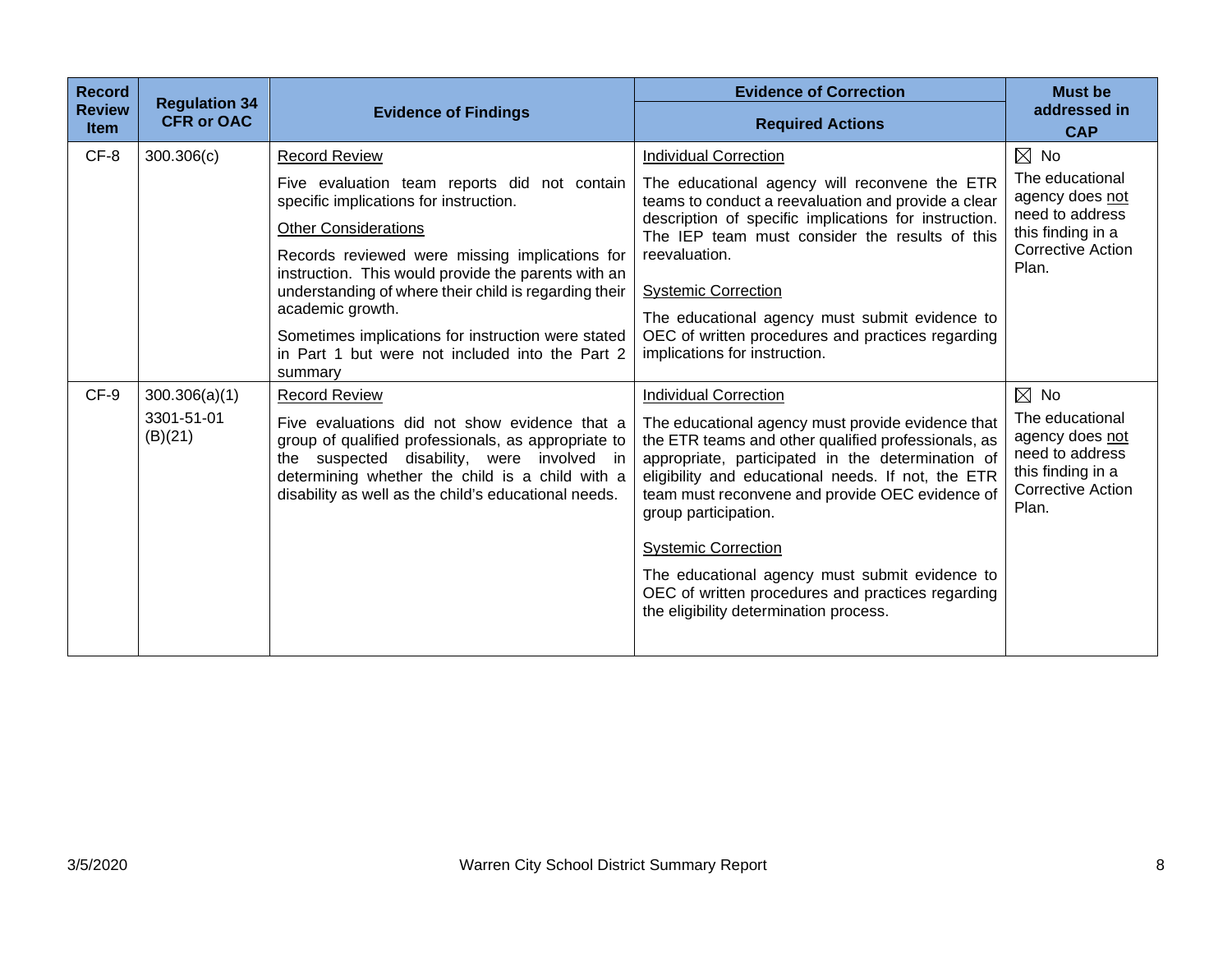| Record Review Item | Regulation 34 CFR or OAC | Evidence of Findings | Evidence of Correction<br>Required Actions | Must be addressed in CAP |
|---|---|---|---|---|
| CF-8 | 300.306(c) | Record Review<br><br>Five evaluation team reports did not contain specific implications for instruction.<br><br>Other Considerations<br><br>Records reviewed were missing implications for instruction. This would provide the parents with an understanding of where their child is regarding their academic growth.<br><br>Sometimes implications for instruction were stated in Part 1 but were not included into the Part 2 summary | Individual Correction<br><br>The educational agency will reconvene the ETR teams to conduct a reevaluation and provide a clear description of specific implications for instruction. The IEP team must consider the results of this reevaluation.<br><br>Systemic Correction<br><br>The educational agency must submit evidence to OEC of written procedures and practices regarding implications for instruction. | ☒ No<br><br>The educational agency does not need to address this finding in a Corrective Action Plan. |
| CF-9 | 300.306(a)(1)<br><br>3301-51-01 (B)(21) | Record Review<br><br>Five evaluations did not show evidence that a group of qualified professionals, as appropriate to the suspected disability, were involved in determining whether the child is a child with a disability as well as the child's educational needs. | Individual Correction<br><br>The educational agency must provide evidence that the ETR teams and other qualified professionals, as appropriate, participated in the determination of eligibility and educational needs. If not, the ETR team must reconvene and provide OEC evidence of group participation.<br><br>Systemic Correction<br><br>The educational agency must submit evidence to OEC of written procedures and practices regarding the eligibility determination process. | ☒ No<br><br>The educational agency does not need to address this finding in a Corrective Action Plan. |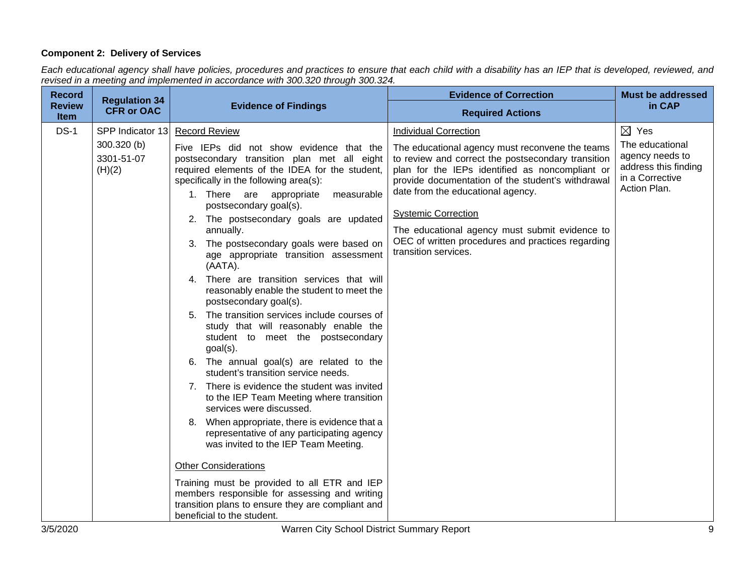**Component 2: Delivery of Services**

*Each educational agency shall have policies, procedures and practices to ensure that each child with a disability has an IEP that is developed, reviewed, and revised in a meeting and implemented in accordance with 300.320 through 300.324.*

| Record Review Item | Regulation 34 CFR or OAC | Evidence of Findings | Evidence of Correction<br>Required Actions | Must be addressed in CAP |
|---|---|---|---|---|
| DS-1 | SPP Indicator 13<br>300.320 (b)<br>3301-51-07 (H)(2) | <u>Record Review</u><br>Five IEPs did not show evidence that the postsecondary transition plan met all eight required elements of the IDEA for the student, specifically in the following area(s):<br>1. There are appropriate measurable postsecondary goal(s).<br>2. The postsecondary goals are updated annually.<br>3. The postsecondary goals were based on age appropriate transition assessment (AATA).<br>4. There are transition services that will reasonably enable the student to meet the postsecondary goal(s).<br>5. The transition services include courses of study that will reasonably enable the student to meet the postsecondary goal(s).<br>6. The annual goal(s) are related to the student's transition service needs.<br>7. There is evidence the student was invited to the IEP Team Meeting where transition services were discussed.<br>8. When appropriate, there is evidence that a representative of any participating agency was invited to the IEP Team Meeting.<br><u>Other Considerations</u><br>Training must be provided to all ETR and IEP members responsible for assessing and writing transition plans to ensure they are compliant and beneficial to the student. | <u>Individual Correction</u><br>The educational agency must reconvene the teams to review and correct the postsecondary transition plan for the IEPs identified as noncompliant or provide documentation of the student's withdrawal date from the educational agency.<br><u>Systemic Correction</u><br>The educational agency must submit evidence to OEC of written procedures and practices regarding transition services. | ☒ Yes<br>The educational agency needs to address this finding in a Corrective Action Plan. |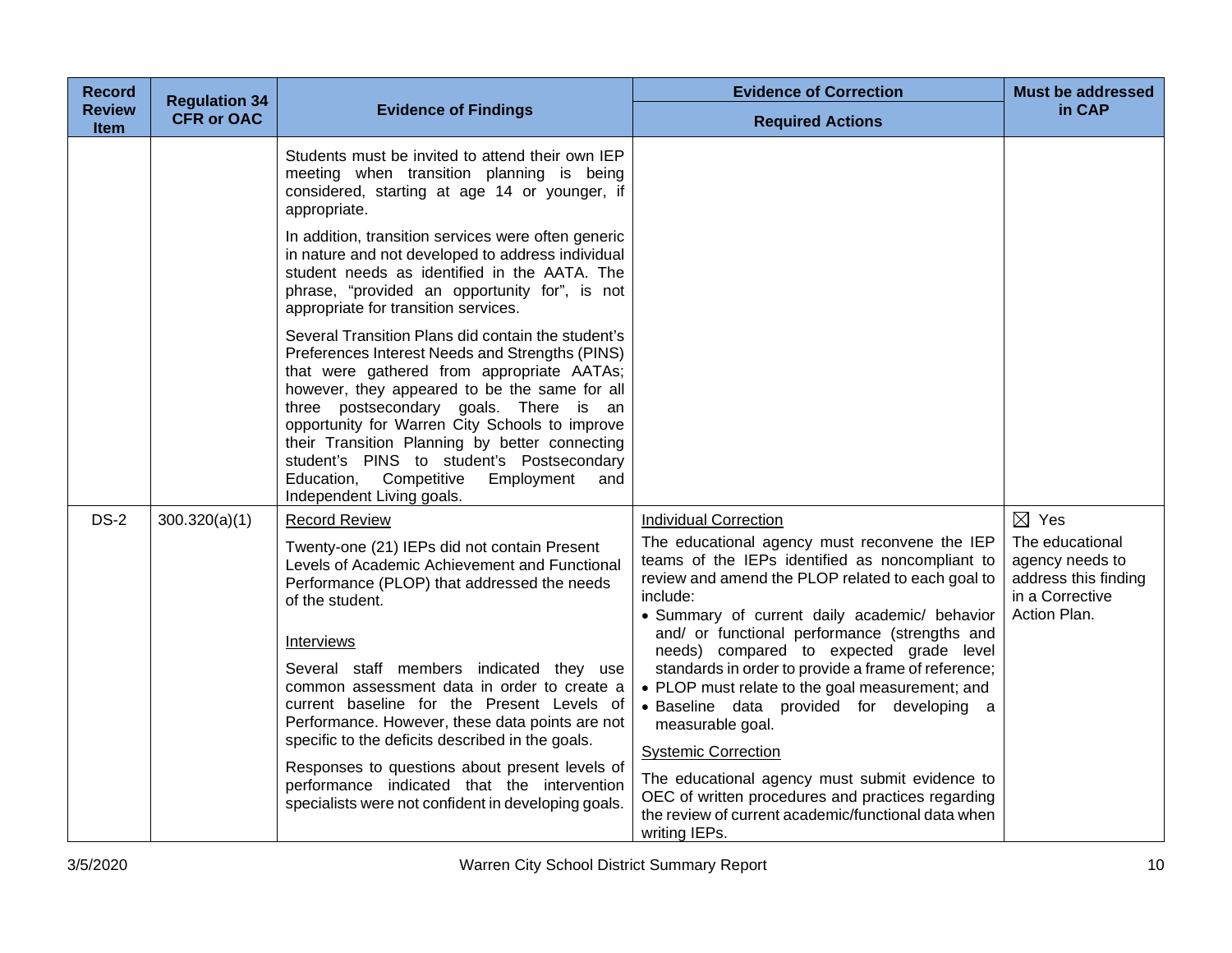| Record Review Item | Regulation 34 CFR or OAC | Evidence of Findings | Evidence of Correction<br>Required Actions | Must be addressed in CAP |
|---|---|---|---|---|
| | | Students must be invited to attend their own IEP meeting when transition planning is being considered, starting at age 14 or younger, if appropriate.<br><br>In addition, transition services were often generic in nature and not developed to address individual student needs as identified in the AATA. The phrase, "provided an opportunity for", is not appropriate for transition services.<br><br>Several Transition Plans did contain the student's Preferences Interest Needs and Strengths (PINS) that were gathered from appropriate AATAs; however, they appeared to be the same for all three postsecondary goals. There is an opportunity for Warren City Schools to improve their Transition Planning by better connecting student's PINS to student's Postsecondary Education, Competitive Employment and Independent Living goals. | | |
| DS-2 | 300.320(a)(1) | <u>Record Review</u><br><br>Twenty-one (21) IEPs did not contain Present Levels of Academic Achievement and Functional Performance (PLOP) that addressed the needs of the student.<br><br><u>Interviews</u><br><br>Several staff members indicated they use common assessment data in order to create a current baseline for the Present Levels of Performance. However, these data points are not specific to the deficits described in the goals.<br><br>Responses to questions about present levels of performance indicated that the intervention specialists were not confident in developing goals. | <u>Individual Correction</u><br><br>The educational agency must reconvene the IEP teams of the IEPs identified as noncompliant to review and amend the PLOP related to each goal to include:<br>• Summary of current daily academic/ behavior and/ or functional performance (strengths and needs) compared to expected grade level standards in order to provide a frame of reference;<br>• PLOP must relate to the goal measurement; and<br>• Baseline data provided for developing a measurable goal.<br><br><u>Systemic Correction</u><br><br>The educational agency must submit evidence to OEC of written procedures and practices regarding the review of current academic/functional data when writing IEPs. | ☒ Yes<br>The educational agency needs to address this finding in a Corrective Action Plan. |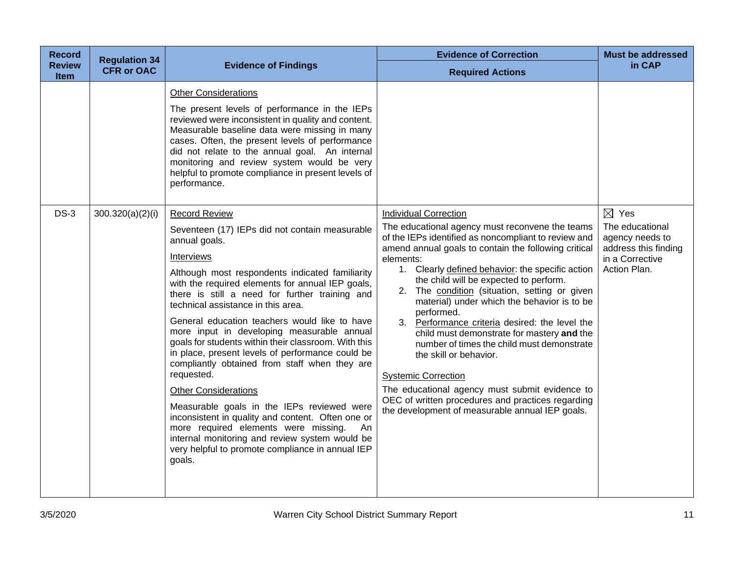| Record Review Item | Regulation 34 CFR or OAC | Evidence of Findings | Evidence of Correction<br>Required Actions | Must be addressed in CAP |
|---|---|---|---|---|
| | | <u>Other Considerations</u><br><br>The present levels of performance in the IEPs reviewed were inconsistent in quality and content. Measurable baseline data were missing in many cases. Often, the present levels of performance did not relate to the annual goal. An internal monitoring and review system would be very helpful to promote compliance in present levels of performance. | | |
| DS-3 | 300.320(a)(2)(i) | <u>Record Review</u><br><br>Seventeen (17) IEPs did not contain measurable annual goals.<br><br><u>Interviews</u><br><br>Although most respondents indicated familiarity with the required elements for annual IEP goals, there is still a need for further training and technical assistance in this area.<br><br>General education teachers would like to have more input in developing measurable annual goals for students within their classroom. With this in place, present levels of performance could be compliantly obtained from staff when they are requested.<br><br><u>Other Considerations</u><br><br>Measurable goals in the IEPs reviewed were inconsistent in quality and content. Often one or more required elements were missing. An internal monitoring and review system would be very helpful to promote compliance in annual IEP goals. | <u>Individual Correction</u><br><br>The educational agency must reconvene the teams of the IEPs identified as noncompliant to review and amend annual goals to contain the following critical elements:<br>1. Clearly <u>defined behavior</u>: the specific action the child will be expected to perform.<br>2. The <u>condition</u> (situation, setting or given material) under which the behavior is to be performed.<br>3. <u>Performance criteria</u> desired: the level the child must demonstrate for mastery **and** the number of times the child must demonstrate the skill or behavior.<br><br><u>Systemic Correction</u><br><br>The educational agency must submit evidence to OEC of written procedures and practices regarding the development of measurable annual IEP goals. | ☒ Yes<br>The educational agency needs to address this finding in a Corrective Action Plan. |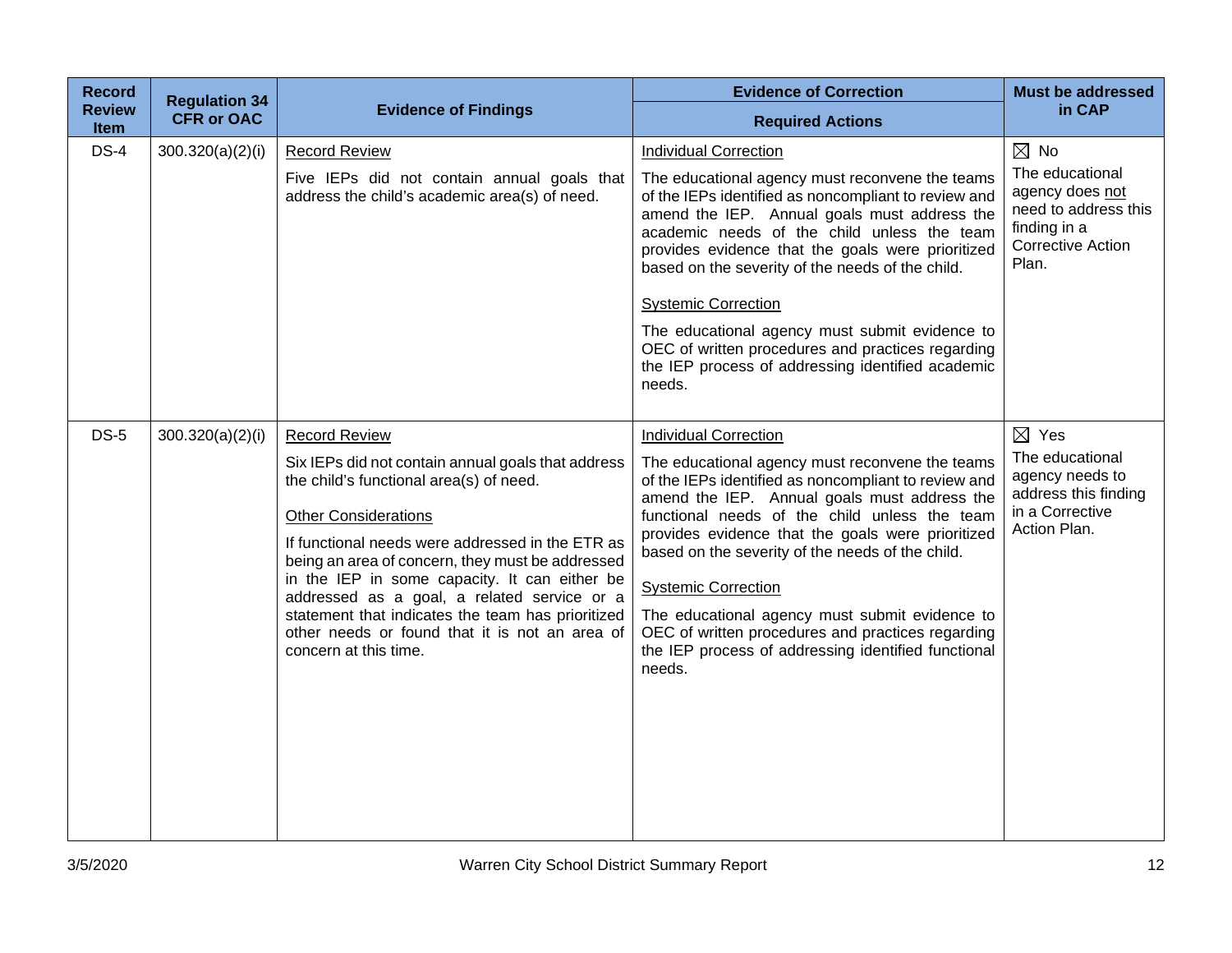| Record Review Item | Regulation 34 CFR or OAC | Evidence of Findings | Evidence of Correction<br>Required Actions | Must be addressed in CAP |
|---|---|---|---|---|
| DS-4 | 300.320(a)(2)(i) | Record Review<br><br>Five IEPs did not contain annual goals that address the child's academic area(s) of need. | Individual Correction<br><br>The educational agency must reconvene the teams of the IEPs identified as noncompliant to review and amend the IEP. Annual goals must address the academic needs of the child unless the team provides evidence that the goals were prioritized based on the severity of the needs of the child.<br><br>Systemic Correction<br><br>The educational agency must submit evidence to OEC of written procedures and practices regarding the IEP process of addressing identified academic needs. | ☒ No<br>The educational agency does not need to address this finding in a Corrective Action Plan. |
| DS-5 | 300.320(a)(2)(i) | Record Review<br><br>Six IEPs did not contain annual goals that address the child's functional area(s) of need.<br><br>Other Considerations<br><br>If functional needs were addressed in the ETR as being an area of concern, they must be addressed in the IEP in some capacity. It can either be addressed as a goal, a related service or a statement that indicates the team has prioritized other needs or found that it is not an area of concern at this time. | Individual Correction<br><br>The educational agency must reconvene the teams of the IEPs identified as noncompliant to review and amend the IEP. Annual goals must address the functional needs of the child unless the team provides evidence that the goals were prioritized based on the severity of the needs of the child.<br><br>Systemic Correction<br><br>The educational agency must submit evidence to OEC of written procedures and practices regarding the IEP process of addressing identified functional needs. | ☒ Yes<br>The educational agency needs to address this finding in a Corrective Action Plan. |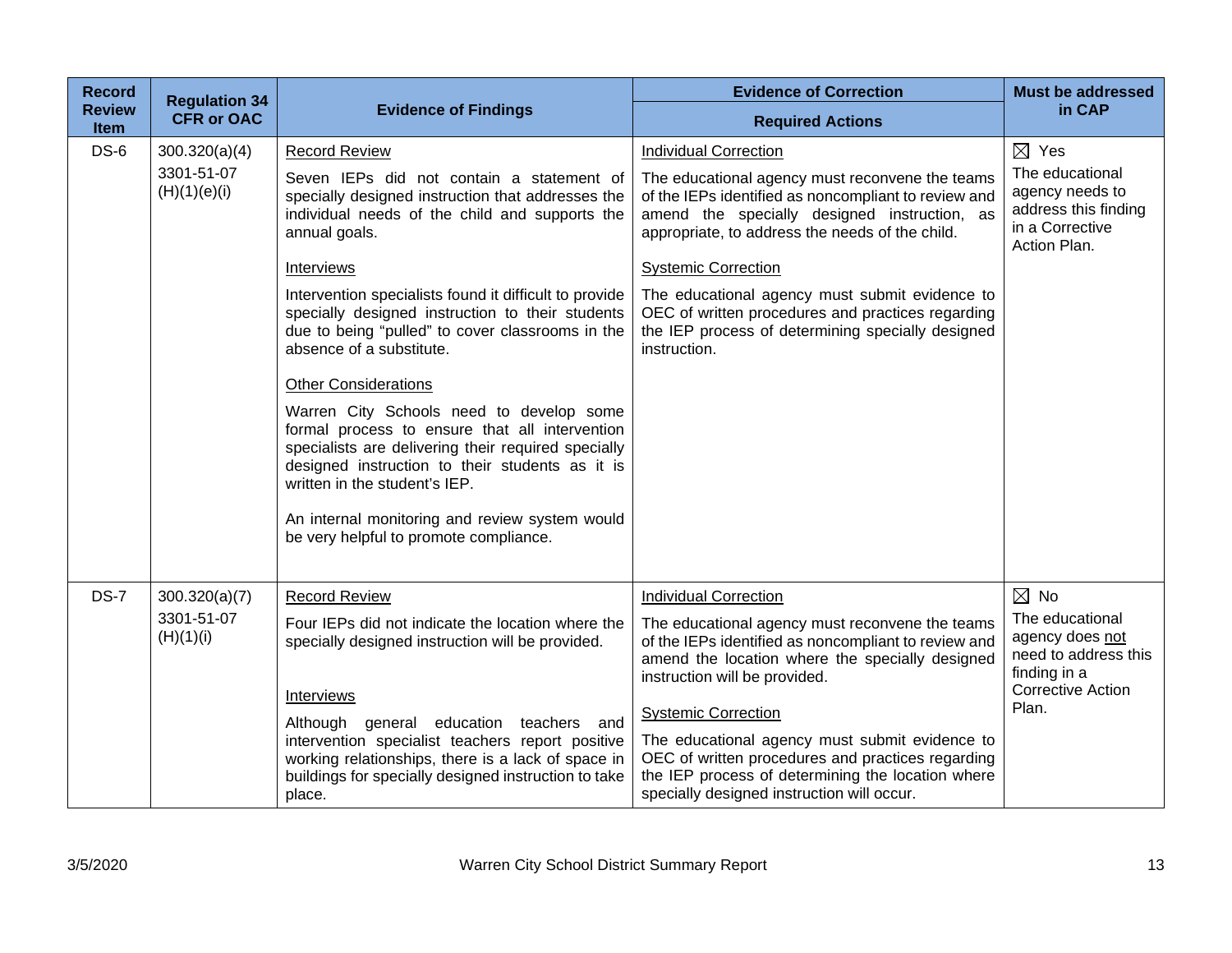| Record Review Item | Regulation 34 CFR or OAC | Evidence of Findings | Evidence of Correction<br>Required Actions | Must be addressed in CAP |
|---|---|---|---|---|
| DS-6 | 300.320(a)(4)<br>3301-51-07 (H)(1)(e)(i) | <u>Record Review</u><br>Seven IEPs did not contain a statement of specially designed instruction that addresses the individual needs of the child and supports the annual goals.<br><u>Interviews</u><br>Intervention specialists found it difficult to provide specially designed instruction to their students due to being "pulled" to cover classrooms in the absence of a substitute.<br><u>Other Considerations</u><br>Warren City Schools need to develop some formal process to ensure that all intervention specialists are delivering their required specially designed instruction to their students as it is written in the student's IEP.<br>An internal monitoring and review system would be very helpful to promote compliance. | <u>Individual Correction</u><br>The educational agency must reconvene the teams of the IEPs identified as noncompliant to review and amend the specially designed instruction, as appropriate, to address the needs of the child.<br><u>Systemic Correction</u><br>The educational agency must submit evidence to OEC of written procedures and practices regarding the IEP process of determining specially designed instruction. | ☒ Yes<br>The educational agency needs to address this finding in a Corrective Action Plan. |
| DS-7 | 300.320(a)(7)<br>3301-51-07 (H)(1)(i) | <u>Record Review</u><br>Four IEPs did not indicate the location where the specially designed instruction will be provided.<br><u>Interviews</u><br>Although general education teachers and intervention specialist teachers report positive working relationships, there is a lack of space in buildings for specially designed instruction to take place. | <u>Individual Correction</u><br>The educational agency must reconvene the teams of the IEPs identified as noncompliant to review and amend the location where the specially designed instruction will be provided.<br><u>Systemic Correction</u><br>The educational agency must submit evidence to OEC of written procedures and practices regarding the IEP process of determining the location where specially designed instruction will occur. | ☒ No<br>The educational agency does <u>not</u> need to address this finding in a Corrective Action Plan. |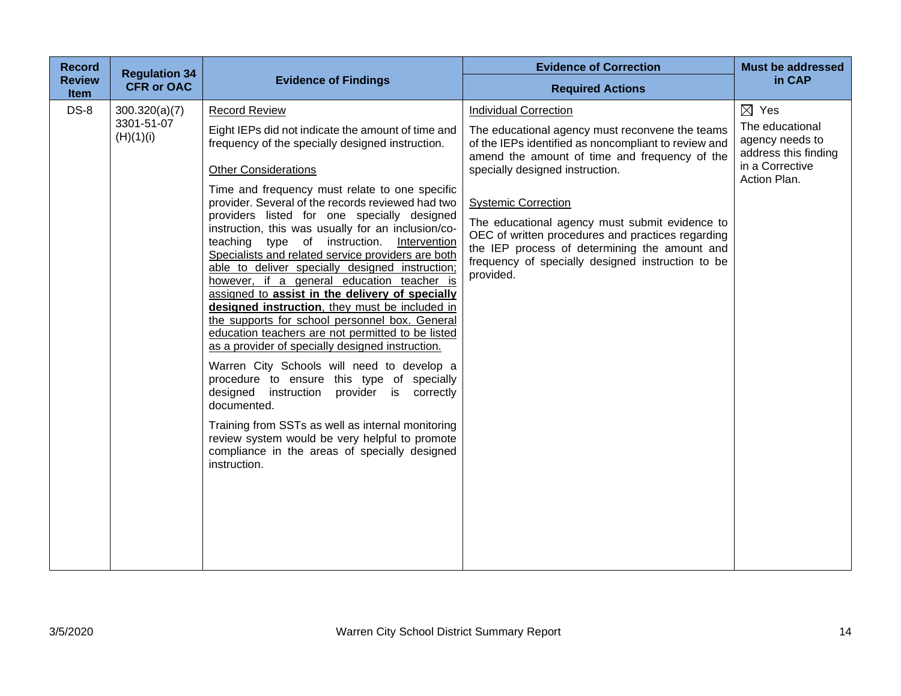| Record Review Item | Regulation 34 CFR or OAC | Evidence of Findings | Evidence of Correction<br>Required Actions | Must be addressed in CAP |
|---|---|---|---|---|
| DS-8 | 300.320(a)(7)<br>3301-51-07 (H)(1)(i) | Record Review<br><br>Eight IEPs did not indicate the amount of time and frequency of the specially designed instruction.<br><br>Other Considerations<br><br>Time and frequency must relate to one specific provider. Several of the records reviewed had two providers listed for one specially designed instruction, this was usually for an inclusion/co-teaching type of instruction. Intervention Specialists and related service providers are both able to deliver specially designed instruction; however, if a general education teacher is assigned to **assist in the delivery of specially designed instruction**, they must be included in the supports for school personnel box. General education teachers are not permitted to be listed as a provider of specially designed instruction.<br><br>Warren City Schools will need to develop a procedure to ensure this type of specially designed instruction provider is correctly documented.<br><br>Training from SSTs as well as internal monitoring review system would be very helpful to promote compliance in the areas of specially designed instruction. | Individual Correction<br><br>The educational agency must reconvene the teams of the IEPs identified as noncompliant to review and amend the amount of time and frequency of the specially designed instruction.<br><br>Systemic Correction<br><br>The educational agency must submit evidence to OEC of written procedures and practices regarding the IEP process of determining the amount and frequency of specially designed instruction to be provided. | ☒ Yes<br>The educational agency needs to address this finding in a Corrective Action Plan. |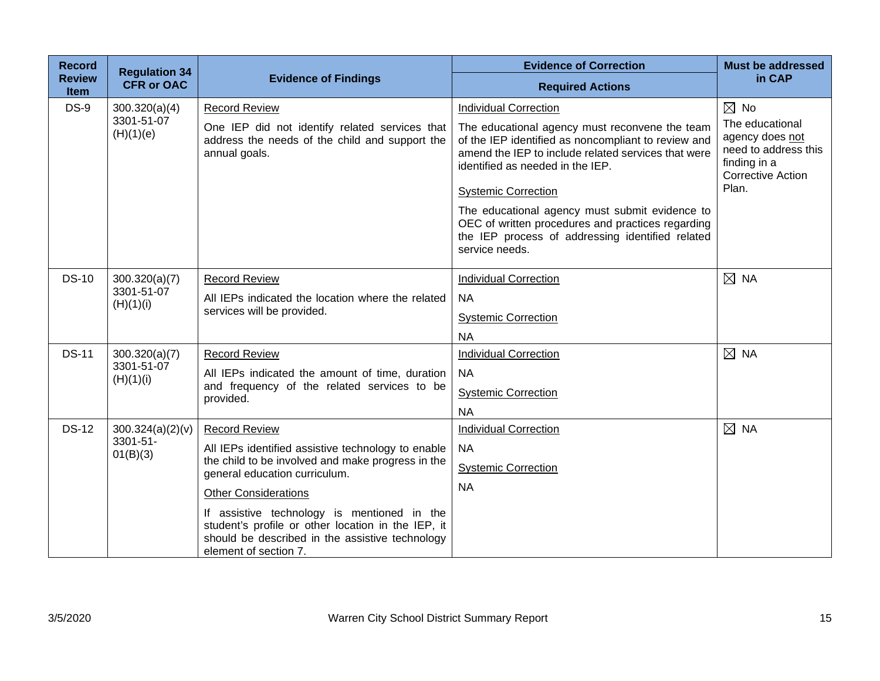| Record Review Item | Regulation 34 CFR or OAC | Evidence of Findings | Evidence of Correction<br>Required Actions | Must be addressed in CAP |
|---|---|---|---|---|
| DS-9 | 300.320(a)(4)<br>3301-51-07 (H)(1)(e) | Record Review<br>One IEP did not identify related services that address the needs of the child and support the annual goals. | Individual Correction<br>The educational agency must reconvene the team of the IEP identified as noncompliant to review and amend the IEP to include related services that were identified as needed in the IEP.<br>Systemic Correction<br>The educational agency must submit evidence to OEC of written procedures and practices regarding the IEP process of addressing identified related service needs. | ☒ No<br>The educational agency does not need to address this finding in a Corrective Action Plan. |
| DS-10 | 300.320(a)(7)<br>3301-51-07 (H)(1)(i) | Record Review<br>All IEPs indicated the location where the related services will be provided. | Individual Correction<br>NA<br>Systemic Correction<br>NA | ☒ NA |
| DS-11 | 300.320(a)(7)<br>3301-51-07 (H)(1)(i) | Record Review<br>All IEPs indicated the amount of time, duration and frequency of the related services to be provided. | Individual Correction<br>NA<br>Systemic Correction<br>NA | ☒ NA |
| DS-12 | 300.324(a)(2)(v)<br>3301-51-01(B)(3) | Record Review<br>All IEPs identified assistive technology to enable the child to be involved and make progress in the general education curriculum.<br>Other Considerations<br>If assistive technology is mentioned in the student's profile or other location in the IEP, it should be described in the assistive technology element of section 7. | Individual Correction<br>NA<br>Systemic Correction<br>NA | ☒ NA |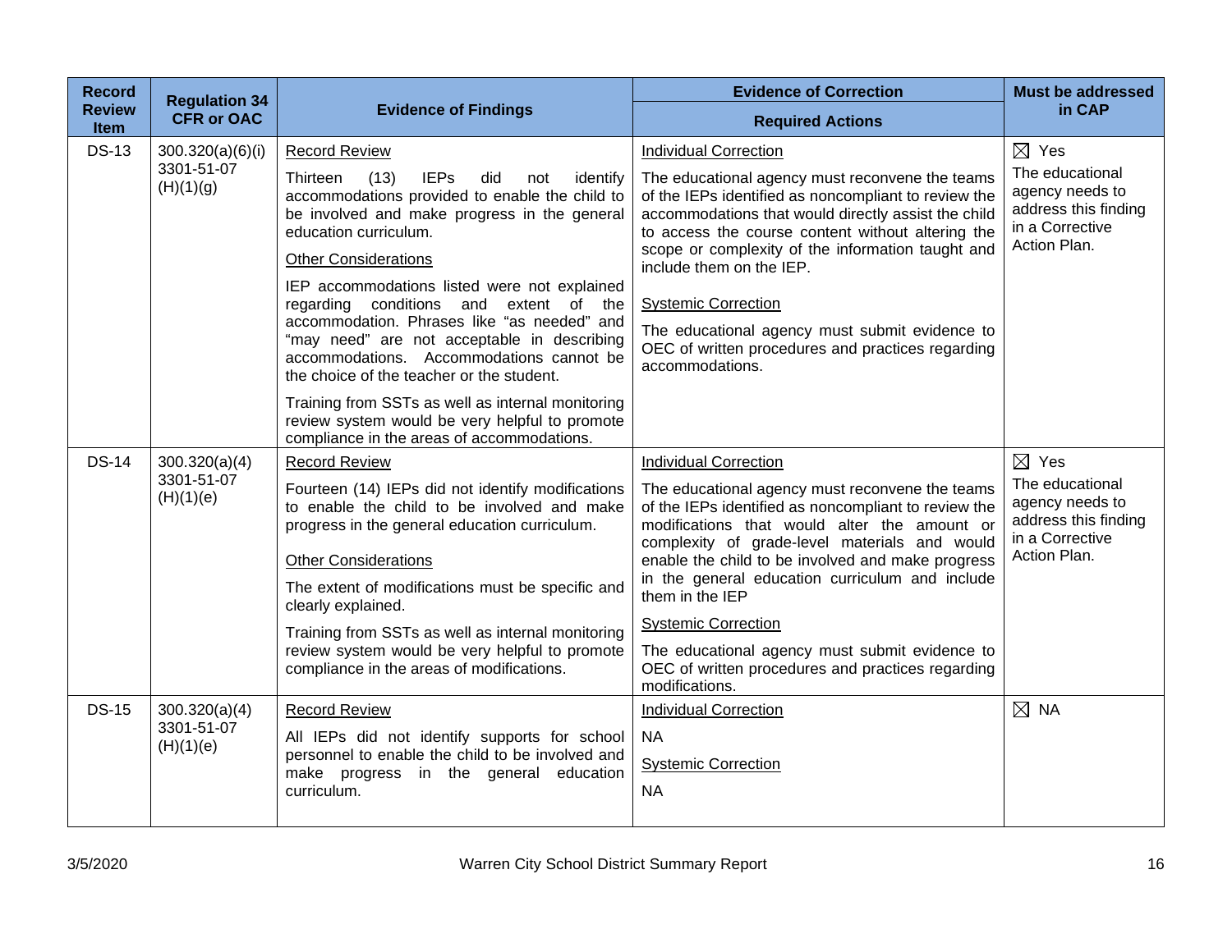| Record Review Item | Regulation 34 CFR or OAC | Evidence of Findings | Evidence of Correction<br>Required Actions | Must be addressed in CAP |
|---|---|---|---|---|
| DS-13 | 300.320(a)(6)(i)<br>3301-51-07 (H)(1)(g) | Record Review<br>Thirteen (13) IEPs did not identify accommodations provided to enable the child to be involved and make progress in the general education curriculum.<br>Other Considerations<br>IEP accommodations listed were not explained regarding conditions and extent of the accommodation. Phrases like "as needed" and "may need" are not acceptable in describing accommodations. Accommodations cannot be the choice of the teacher or the student.<br>Training from SSTs as well as internal monitoring review system would be very helpful to promote compliance in the areas of accommodations. | Individual Correction<br>The educational agency must reconvene the teams of the IEPs identified as noncompliant to review the accommodations that would directly assist the child to access the course content without altering the scope or complexity of the information taught and include them on the IEP.<br>Systemic Correction<br>The educational agency must submit evidence to OEC of written procedures and practices regarding accommodations. | ☒ Yes<br>The educational agency needs to address this finding in a Corrective Action Plan. |
| DS-14 | 300.320(a)(4)<br>3301-51-07 (H)(1)(e) | Record Review<br>Fourteen (14) IEPs did not identify modifications to enable the child to be involved and make progress in the general education curriculum.<br>Other Considerations<br>The extent of modifications must be specific and clearly explained.<br>Training from SSTs as well as internal monitoring review system would be very helpful to promote compliance in the areas of modifications. | Individual Correction<br>The educational agency must reconvene the teams of the IEPs identified as noncompliant to review the modifications that would alter the amount or complexity of grade-level materials and would enable the child to be involved and make progress in the general education curriculum and include them in the IEP<br>Systemic Correction<br>The educational agency must submit evidence to OEC of written procedures and practices regarding modifications. | ☒ Yes<br>The educational agency needs to address this finding in a Corrective Action Plan. |
| DS-15 | 300.320(a)(4)<br>3301-51-07 (H)(1)(e) | Record Review<br>All IEPs did not identify supports for school personnel to enable the child to be involved and make progress in the general education curriculum. | Individual Correction<br>NA<br>Systemic Correction<br>NA | ☒ NA |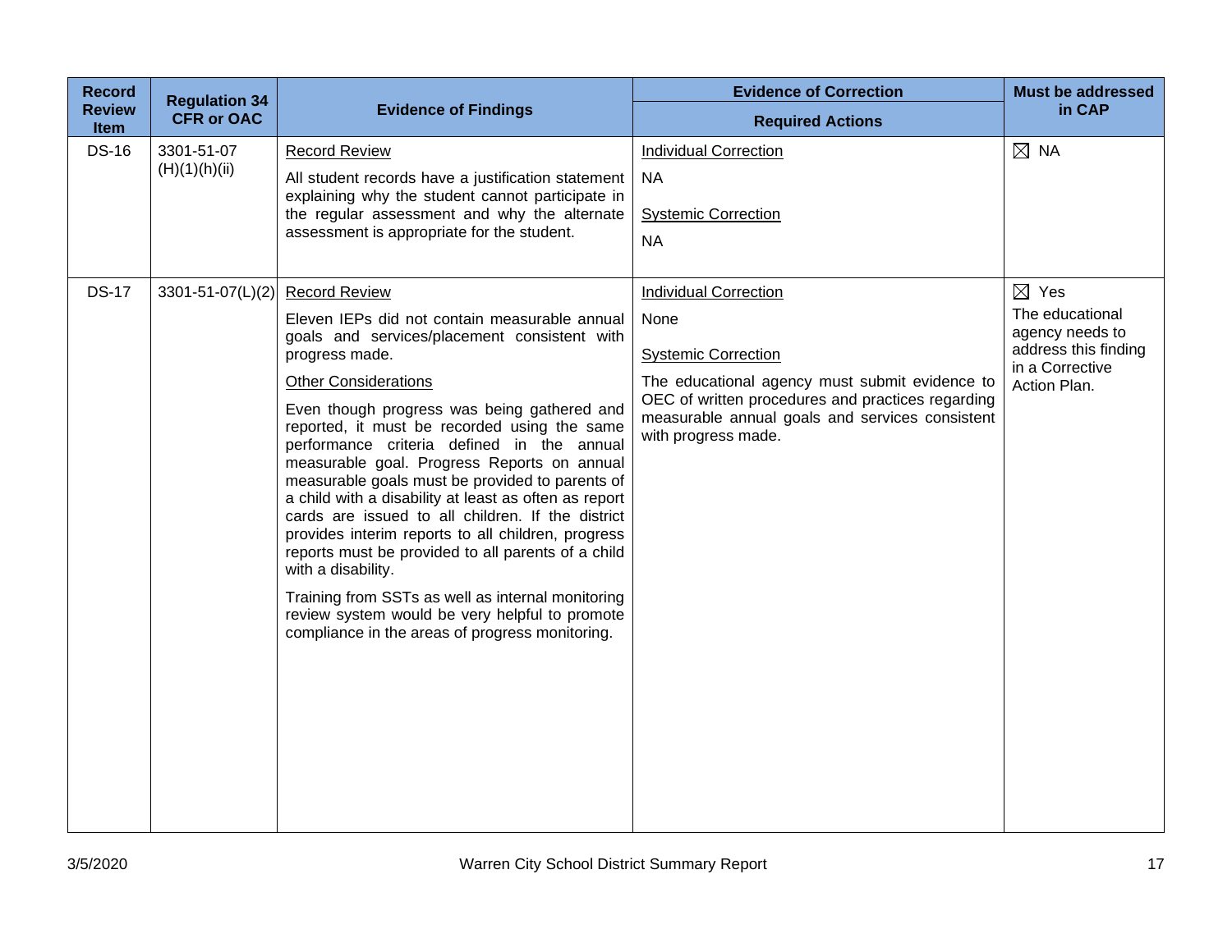| Record Review Item | Regulation 34 CFR or OAC | Evidence of Findings | Evidence of Correction<br>Required Actions | Must be addressed in CAP |
|---|---|---|---|---|
| DS-16 | 3301-51-07 (H)(1)(h)(ii) | <u>Record Review</u><br>All student records have a justification statement explaining why the student cannot participate in the regular assessment and why the alternate assessment is appropriate for the student. | <u>Individual Correction</u><br>NA<br><u>Systemic Correction</u><br>NA | ☒ NA |
| DS-17 | 3301-51-07(L)(2) | <u>Record Review</u><br>Eleven IEPs did not contain measurable annual goals and services/placement consistent with progress made.<br><u>Other Considerations</u><br>Even though progress was being gathered and reported, it must be recorded using the same performance criteria defined in the annual measurable goal. Progress Reports on annual measurable goals must be provided to parents of a child with a disability at least as often as report cards are issued to all children. If the district provides interim reports to all children, progress reports must be provided to all parents of a child with a disability.<br>Training from SSTs as well as internal monitoring review system would be very helpful to promote compliance in the areas of progress monitoring. | <u>Individual Correction</u><br>None<br><u>Systemic Correction</u><br>The educational agency must submit evidence to OEC of written procedures and practices regarding measurable annual goals and services consistent with progress made. | ☒ Yes<br>The educational agency needs to address this finding in a Corrective Action Plan. |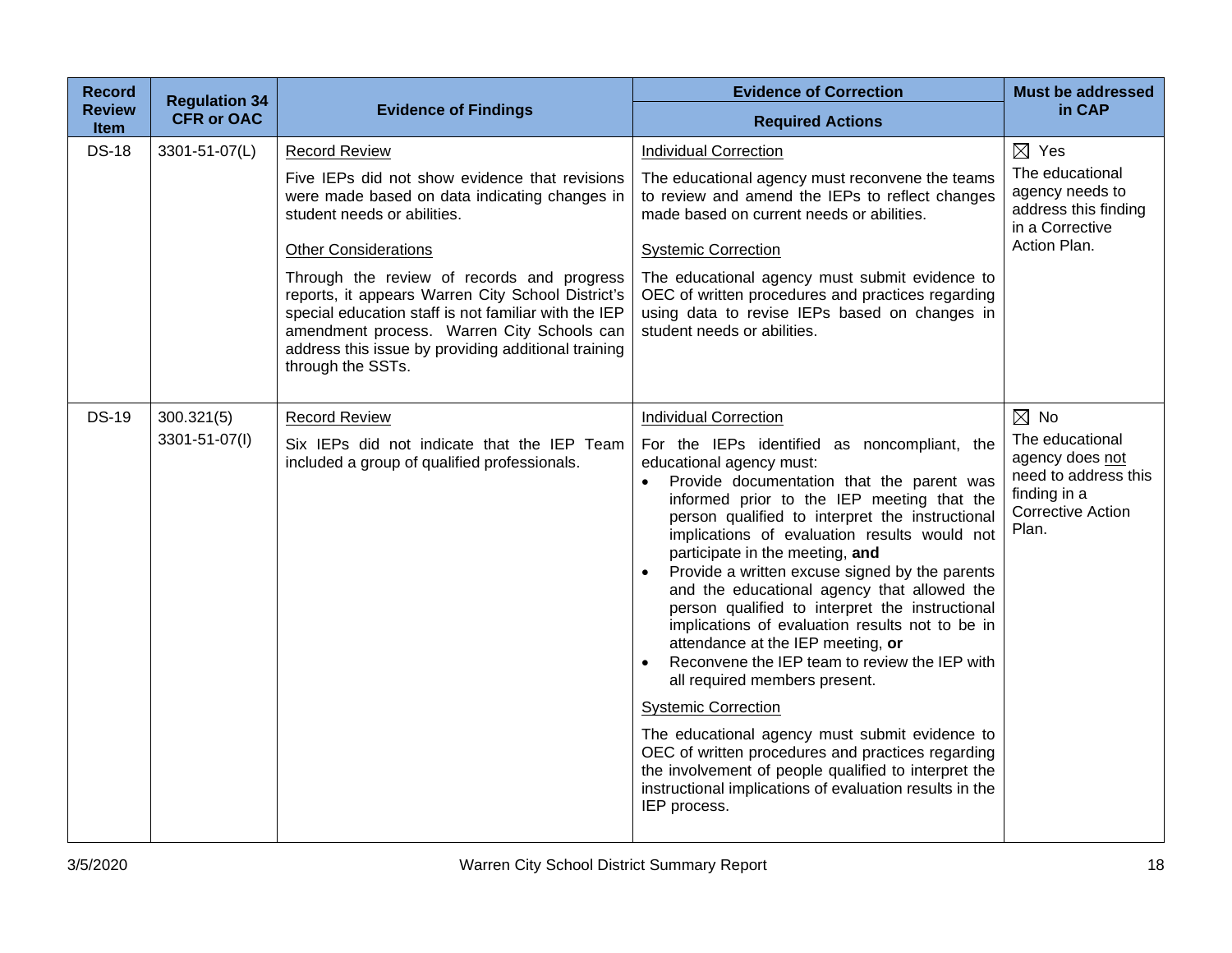| Record Review Item | Regulation 34 CFR or OAC | Evidence of Findings | Evidence of Correction<br>Required Actions | Must be addressed in CAP |
|---|---|---|---|---|
| DS-18 | 3301-51-07(L) | Record Review<br><br>Five IEPs did not show evidence that revisions were made based on data indicating changes in student needs or abilities.<br><br>Other Considerations<br><br>Through the review of records and progress reports, it appears Warren City School District's special education staff is not familiar with the IEP amendment process. Warren City Schools can address this issue by providing additional training through the SSTs. | Individual Correction<br><br>The educational agency must reconvene the teams to review and amend the IEPs to reflect changes made based on current needs or abilities.<br><br>Systemic Correction<br><br>The educational agency must submit evidence to OEC of written procedures and practices regarding using data to revise IEPs based on changes in student needs or abilities. | ☒ Yes<br>The educational agency needs to address this finding in a Corrective Action Plan. |
| DS-19 | 300.321(5)<br>3301-51-07(I) | Record Review<br><br>Six IEPs did not indicate that the IEP Team included a group of qualified professionals. | Individual Correction<br><br>For the IEPs identified as noncompliant, the educational agency must:<br>• Provide documentation that the parent was informed prior to the IEP meeting that the person qualified to interpret the instructional implications of evaluation results would not participate in the meeting, **and**<br>• Provide a written excuse signed by the parents and the educational agency that allowed the person qualified to interpret the instructional implications of evaluation results not to be in attendance at the IEP meeting, **or**<br>• Reconvene the IEP team to review the IEP with all required members present.<br><br>Systemic Correction<br><br>The educational agency must submit evidence to OEC of written procedures and practices regarding the involvement of people qualified to interpret the instructional implications of evaluation results in the IEP process. | ☒ No<br>The educational agency does not need to address this finding in a Corrective Action Plan. |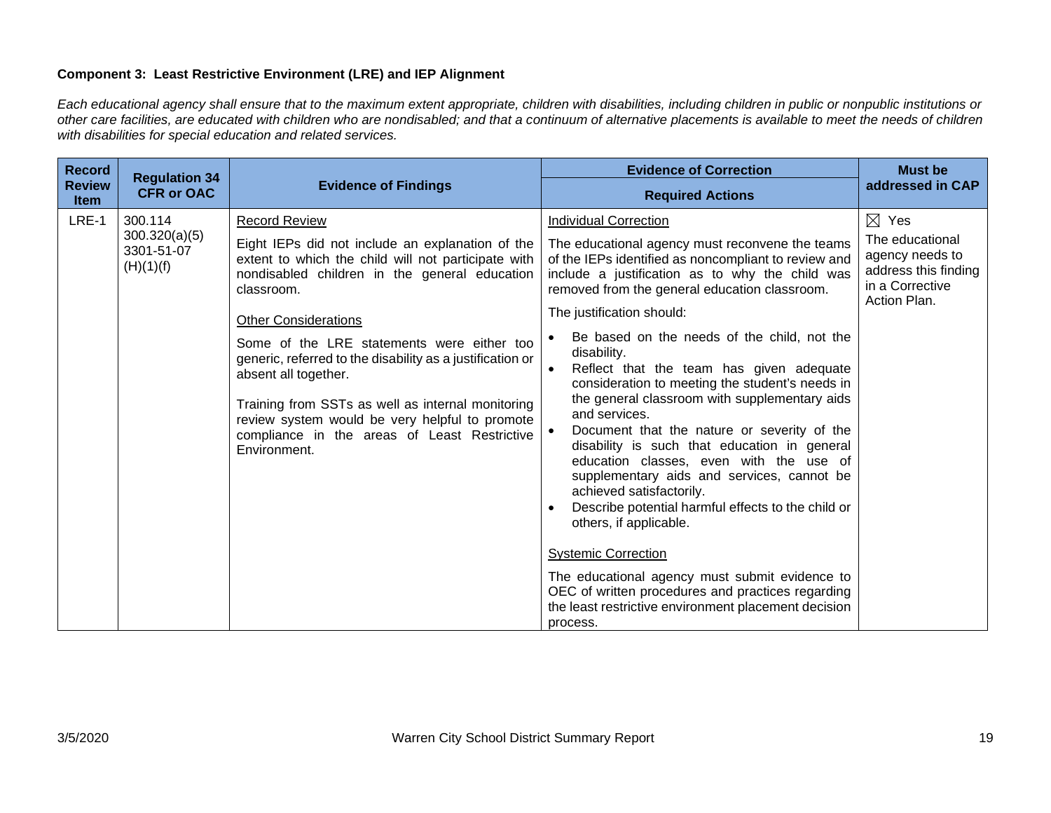**Component 3: Least Restrictive Environment (LRE) and IEP Alignment**

*Each educational agency shall ensure that to the maximum extent appropriate, children with disabilities, including children in public or nonpublic institutions or other care facilities, are educated with children who are nondisabled; and that a continuum of alternative placements is available to meet the needs of children with disabilities for special education and related services.*

| Record Review Item | Regulation 34 CFR or OAC | Evidence of Findings | Evidence of Correction<br>Required Actions | Must be addressed in CAP |
|---|---|---|---|---|
| LRE-1 | 300.114<br>300.320(a)(5)<br>3301-51-07 (H)(1)(f) | <u>Record Review</u><br><br>Eight IEPs did not include an explanation of the extent to which the child will not participate with nondisabled children in the general education classroom.<br><br><u>Other Considerations</u><br><br>Some of the LRE statements were either too generic, referred to the disability as a justification or absent all together.<br><br>Training from SSTs as well as internal monitoring review system would be very helpful to promote compliance in the areas of Least Restrictive Environment. | <u>Individual Correction</u><br><br>The educational agency must reconvene the teams of the IEPs identified as noncompliant to review and include a justification as to why the child was removed from the general education classroom.<br><br>The justification should:<br>• Be based on the needs of the child, not the disability.<br>• Reflect that the team has given adequate consideration to meeting the student's needs in the general classroom with supplementary aids and services.<br>• Document that the nature or severity of the disability is such that education in general education classes, even with the use of supplementary aids and services, cannot be achieved satisfactorily.<br>• Describe potential harmful effects to the child or others, if applicable.<br><br><u>Systemic Correction</u><br><br>The educational agency must submit evidence to OEC of written procedures and practices regarding the least restrictive environment placement decision process. | ☒ Yes<br>The educational agency needs to address this finding in a Corrective Action Plan. |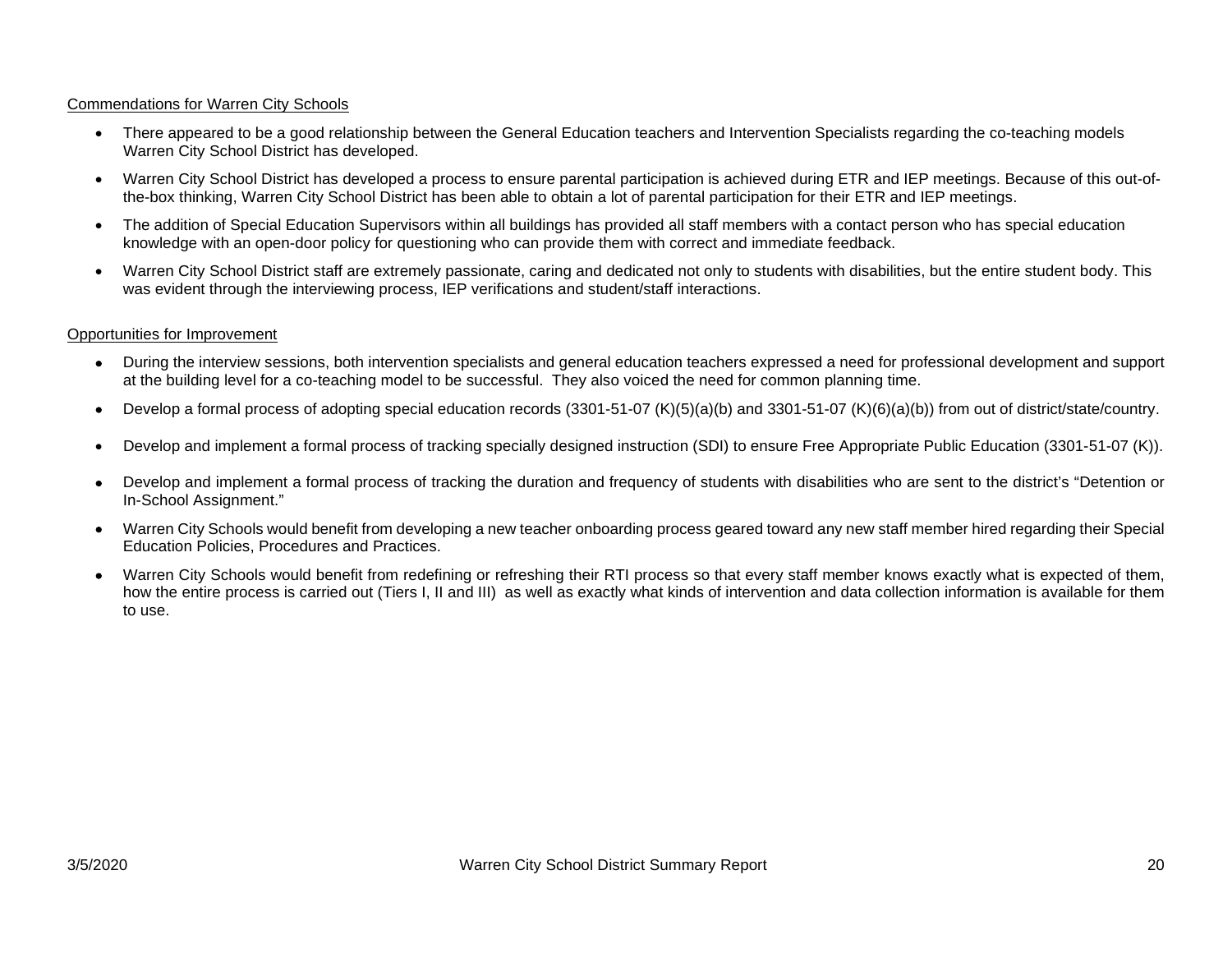Commendations for Warren City Schools

- There appeared to be a good relationship between the General Education teachers and Intervention Specialists regarding the co-teaching models Warren City School District has developed.
- Warren City School District has developed a process to ensure parental participation is achieved during ETR and IEP meetings. Because of this out-of-the-box thinking, Warren City School District has been able to obtain a lot of parental participation for their ETR and IEP meetings.
- The addition of Special Education Supervisors within all buildings has provided all staff members with a contact person who has special education knowledge with an open-door policy for questioning who can provide them with correct and immediate feedback.
- Warren City School District staff are extremely passionate, caring and dedicated not only to students with disabilities, but the entire student body. This was evident through the interviewing process, IEP verifications and student/staff interactions.

Opportunities for Improvement

- During the interview sessions, both intervention specialists and general education teachers expressed a need for professional development and support at the building level for a co-teaching model to be successful. They also voiced the need for common planning time.
- Develop a formal process of adopting special education records (3301-51-07 (K)(5)(a)(b) and 3301-51-07 (K)(6)(a)(b)) from out of district/state/country.
- Develop and implement a formal process of tracking specially designed instruction (SDI) to ensure Free Appropriate Public Education (3301-51-07 (K)).
- Develop and implement a formal process of tracking the duration and frequency of students with disabilities who are sent to the district's "Detention or In-School Assignment."
- Warren City Schools would benefit from developing a new teacher onboarding process geared toward any new staff member hired regarding their Special Education Policies, Procedures and Practices.
- Warren City Schools would benefit from redefining or refreshing their RTI process so that every staff member knows exactly what is expected of them, how the entire process is carried out (Tiers I, II and III) as well as exactly what kinds of intervention and data collection information is available for them to use.